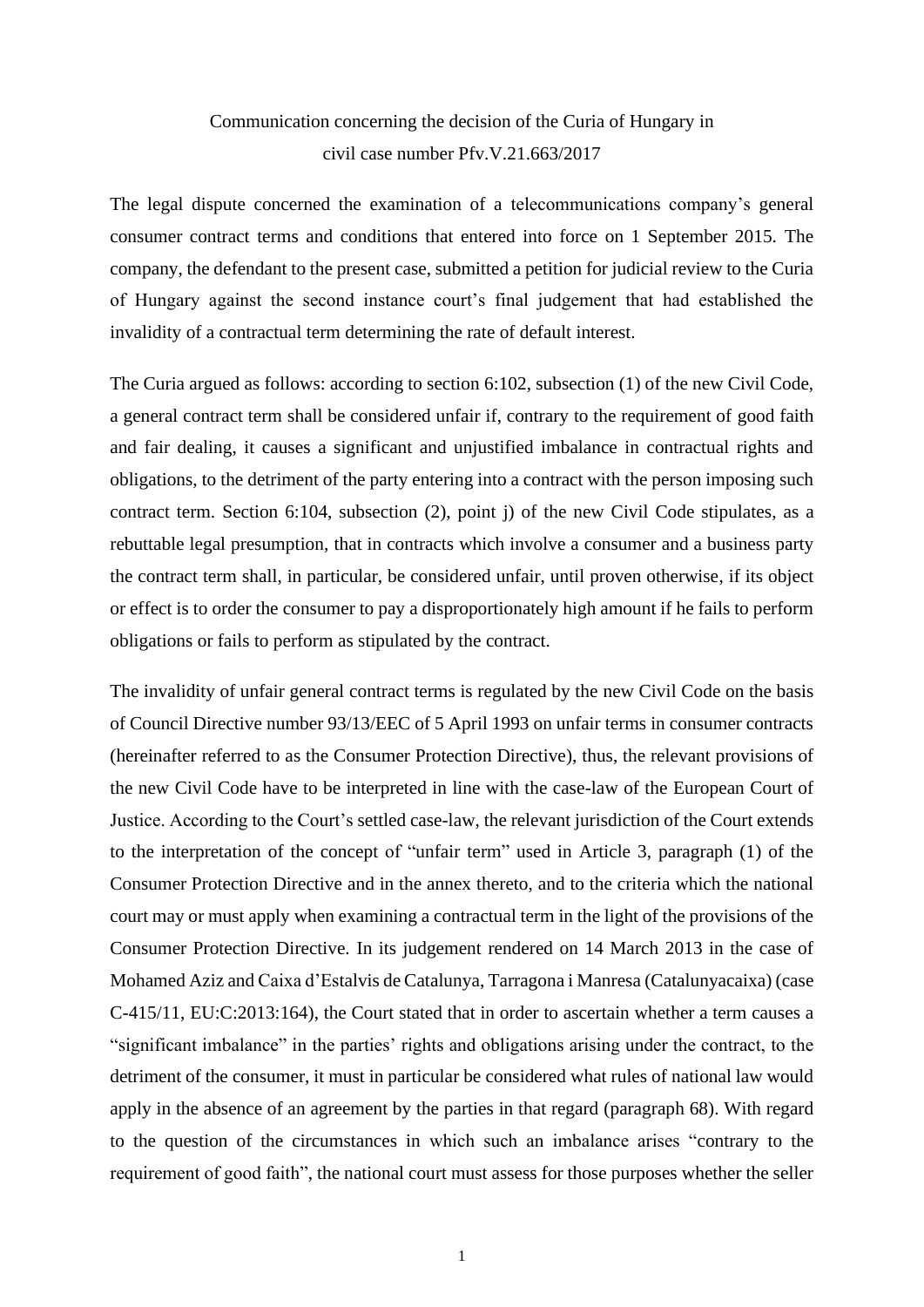Communication concerning the decision of the Curia of Hungary in civil case number Pfv.V.21.663/2017

The legal dispute concerned the examination of a telecommunications company's general consumer contract terms and conditions that entered into force on 1 September 2015. The company, the defendant to the present case, submitted a petition for judicial review to the Curia of Hungary against the second instance court's final judgement that had established the invalidity of a contractual term determining the rate of default interest.

The Curia argued as follows: according to section 6:102, subsection (1) of the new Civil Code, a general contract term shall be considered unfair if, contrary to the requirement of good faith and fair dealing, it causes a significant and unjustified imbalance in contractual rights and obligations, to the detriment of the party entering into a contract with the person imposing such contract term. Section 6:104, subsection (2), point j) of the new Civil Code stipulates, as a rebuttable legal presumption, that in contracts which involve a consumer and a business party the contract term shall, in particular, be considered unfair, until proven otherwise, if its object or effect is to order the consumer to pay a disproportionately high amount if he fails to perform obligations or fails to perform as stipulated by the contract.

The invalidity of unfair general contract terms is regulated by the new Civil Code on the basis of Council Directive number 93/13/EEC of 5 April 1993 on unfair terms in consumer contracts (hereinafter referred to as the Consumer Protection Directive), thus, the relevant provisions of the new Civil Code have to be interpreted in line with the case-law of the European Court of Justice. According to the Court's settled case-law, the relevant jurisdiction of the Court extends to the interpretation of the concept of "unfair term" used in Article 3, paragraph (1) of the Consumer Protection Directive and in the annex thereto, and to the criteria which the national court may or must apply when examining a contractual term in the light of the provisions of the Consumer Protection Directive. In its judgement rendered on 14 March 2013 in the case of Mohamed Aziz and Caixa d'Estalvis de Catalunya, Tarragona i Manresa (Catalunyacaixa) (case C-415/11, EU:C:2013:164), the Court stated that in order to ascertain whether a term causes a "significant imbalance" in the parties' rights and obligations arising under the contract, to the detriment of the consumer, it must in particular be considered what rules of national law would apply in the absence of an agreement by the parties in that regard (paragraph 68). With regard to the question of the circumstances in which such an imbalance arises "contrary to the requirement of good faith", the national court must assess for those purposes whether the seller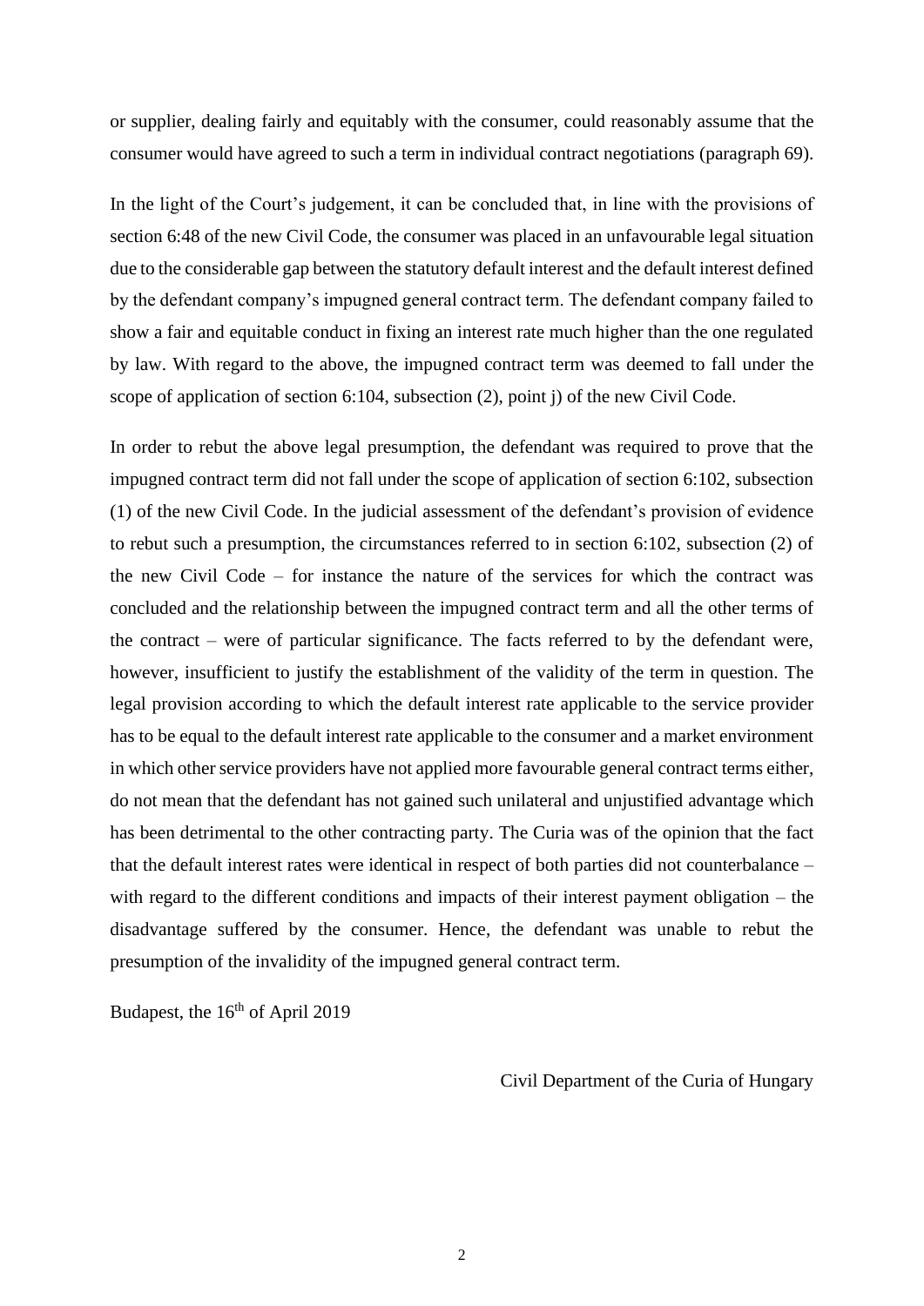or supplier, dealing fairly and equitably with the consumer, could reasonably assume that the consumer would have agreed to such a term in individual contract negotiations (paragraph 69).

In the light of the Court's judgement, it can be concluded that, in line with the provisions of section 6:48 of the new Civil Code, the consumer was placed in an unfavourable legal situation due to the considerable gap between the statutory default interest and the default interest defined by the defendant company's impugned general contract term. The defendant company failed to show a fair and equitable conduct in fixing an interest rate much higher than the one regulated by law. With regard to the above, the impugned contract term was deemed to fall under the scope of application of section 6:104, subsection (2), point j) of the new Civil Code.

In order to rebut the above legal presumption, the defendant was required to prove that the impugned contract term did not fall under the scope of application of section 6:102, subsection (1) of the new Civil Code. In the judicial assessment of the defendant's provision of evidence to rebut such a presumption, the circumstances referred to in section 6:102, subsection (2) of the new Civil Code – for instance the nature of the services for which the contract was concluded and the relationship between the impugned contract term and all the other terms of the contract – were of particular significance. The facts referred to by the defendant were, however, insufficient to justify the establishment of the validity of the term in question. The legal provision according to which the default interest rate applicable to the service provider has to be equal to the default interest rate applicable to the consumer and a market environment in which other service providers have not applied more favourable general contract terms either, do not mean that the defendant has not gained such unilateral and unjustified advantage which has been detrimental to the other contracting party. The Curia was of the opinion that the fact that the default interest rates were identical in respect of both parties did not counterbalance – with regard to the different conditions and impacts of their interest payment obligation – the disadvantage suffered by the consumer. Hence, the defendant was unable to rebut the presumption of the invalidity of the impugned general contract term.

Budapest, the 16th of April 2019

Civil Department of the Curia of Hungary